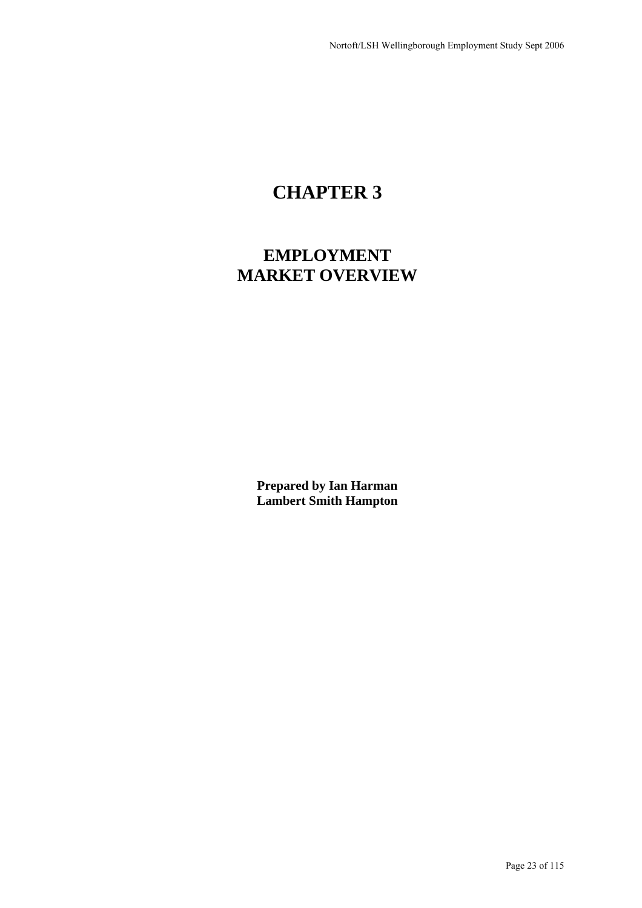# CHAPTER 3

## EMPLOYMENT MARKET OVERVIEW

**Prepared by Ian Harman**
**Lambert Smith Hampton**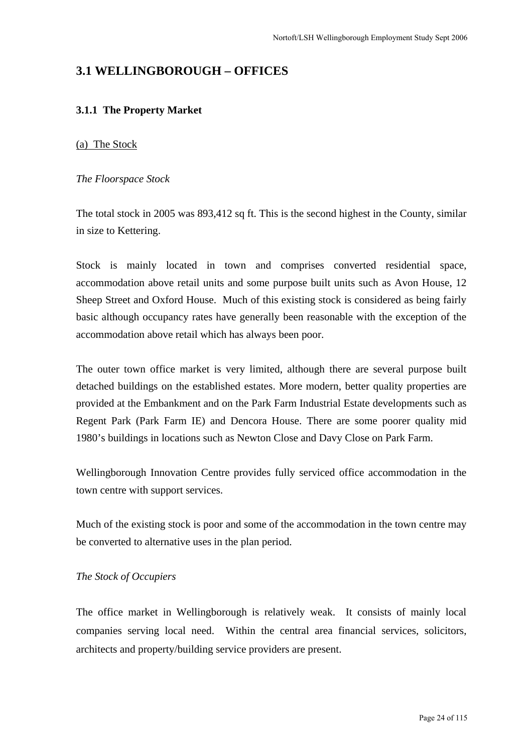## 3.1 WELLINGBOROUGH – OFFICES

### 3.1.1 The Property Market

(a) The Stock

*The Floorspace Stock*

The total stock in 2005 was 893,412 sq ft. This is the second highest in the County, similar in size to Kettering.

Stock is mainly located in town and comprises converted residential space, accommodation above retail units and some purpose built units such as Avon House, 12 Sheep Street and Oxford House. Much of this existing stock is considered as being fairly basic although occupancy rates have generally been reasonable with the exception of the accommodation above retail which has always been poor.

The outer town office market is very limited, although there are several purpose built detached buildings on the established estates. More modern, better quality properties are provided at the Embankment and on the Park Farm Industrial Estate developments such as Regent Park (Park Farm IE) and Dencora House. There are some poorer quality mid 1980's buildings in locations such as Newton Close and Davy Close on Park Farm.

Wellingborough Innovation Centre provides fully serviced office accommodation in the town centre with support services.

Much of the existing stock is poor and some of the accommodation in the town centre may be converted to alternative uses in the plan period.

*The Stock of Occupiers*

The office market in Wellingborough is relatively weak. It consists of mainly local companies serving local need. Within the central area financial services, solicitors, architects and property/building service providers are present.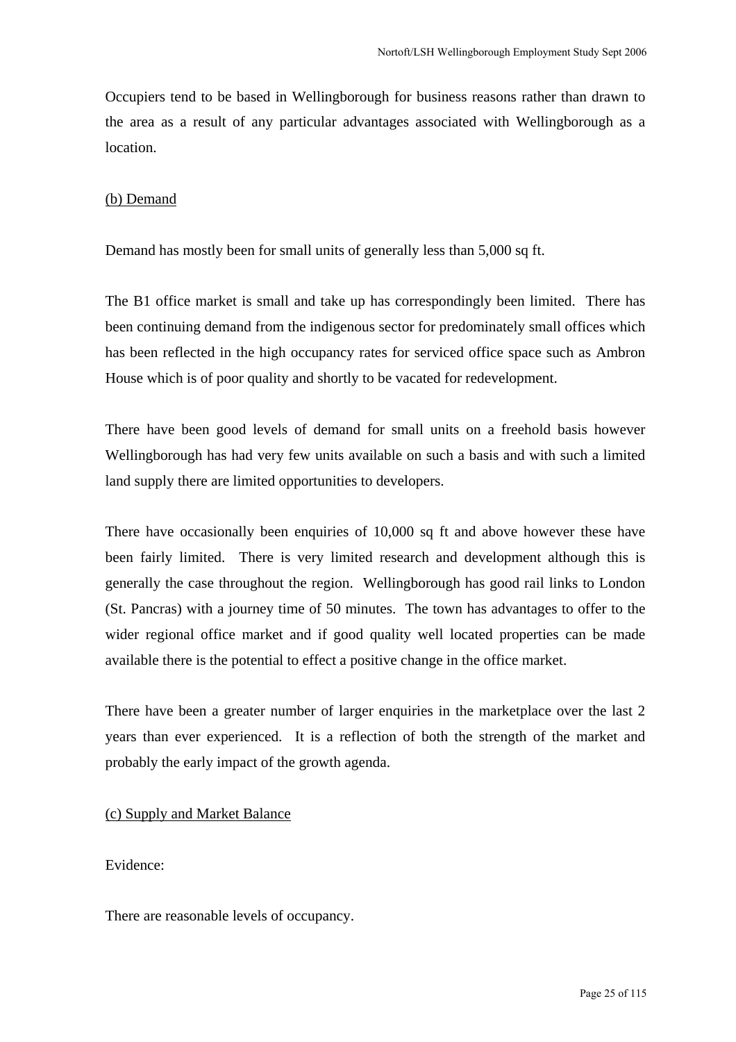Occupiers tend to be based in Wellingborough for business reasons rather than drawn to the area as a result of any particular advantages associated with Wellingborough as a location.

<u>(b) Demand</u>

Demand has mostly been for small units of generally less than 5,000 sq ft.

The B1 office market is small and take up has correspondingly been limited. There has been continuing demand from the indigenous sector for predominately small offices which has been reflected in the high occupancy rates for serviced office space such as Ambron House which is of poor quality and shortly to be vacated for redevelopment.

There have been good levels of demand for small units on a freehold basis however Wellingborough has had very few units available on such a basis and with such a limited land supply there are limited opportunities to developers.

There have occasionally been enquiries of 10,000 sq ft and above however these have been fairly limited. There is very limited research and development although this is generally the case throughout the region. Wellingborough has good rail links to London (St. Pancras) with a journey time of 50 minutes. The town has advantages to offer to the wider regional office market and if good quality well located properties can be made available there is the potential to effect a positive change in the office market.

There have been a greater number of larger enquiries in the marketplace over the last 2 years than ever experienced. It is a reflection of both the strength of the market and probably the early impact of the growth agenda.

<u>(c) Supply and Market Balance</u>

Evidence:

There are reasonable levels of occupancy.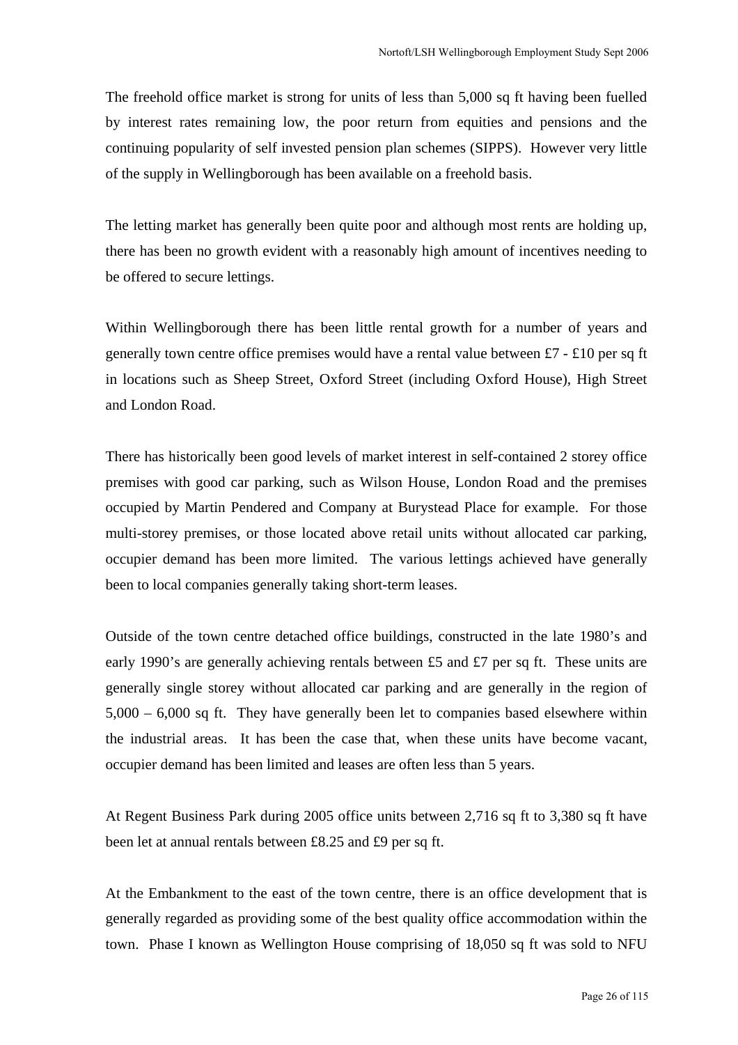The freehold office market is strong for units of less than 5,000 sq ft having been fuelled by interest rates remaining low, the poor return from equities and pensions and the continuing popularity of self invested pension plan schemes (SIPPS). However very little of the supply in Wellingborough has been available on a freehold basis.

The letting market has generally been quite poor and although most rents are holding up, there has been no growth evident with a reasonably high amount of incentives needing to be offered to secure lettings.

Within Wellingborough there has been little rental growth for a number of years and generally town centre office premises would have a rental value between £7 - £10 per sq ft in locations such as Sheep Street, Oxford Street (including Oxford House), High Street and London Road.

There has historically been good levels of market interest in self-contained 2 storey office premises with good car parking, such as Wilson House, London Road and the premises occupied by Martin Pendered and Company at Burystead Place for example. For those multi-storey premises, or those located above retail units without allocated car parking, occupier demand has been more limited. The various lettings achieved have generally been to local companies generally taking short-term leases.

Outside of the town centre detached office buildings, constructed in the late 1980's and early 1990's are generally achieving rentals between £5 and £7 per sq ft. These units are generally single storey without allocated car parking and are generally in the region of 5,000 – 6,000 sq ft. They have generally been let to companies based elsewhere within the industrial areas. It has been the case that, when these units have become vacant, occupier demand has been limited and leases are often less than 5 years.

At Regent Business Park during 2005 office units between 2,716 sq ft to 3,380 sq ft have been let at annual rentals between £8.25 and £9 per sq ft.

At the Embankment to the east of the town centre, there is an office development that is generally regarded as providing some of the best quality office accommodation within the town. Phase I known as Wellington House comprising of 18,050 sq ft was sold to NFU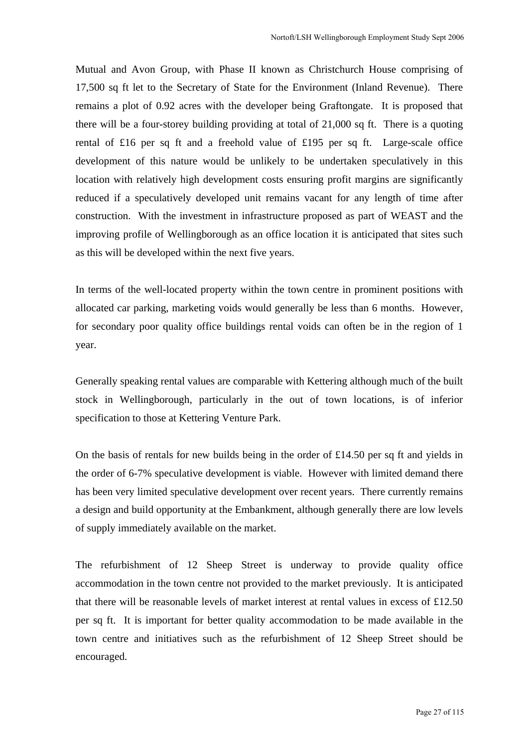Mutual and Avon Group, with Phase II known as Christchurch House comprising of 17,500 sq ft let to the Secretary of State for the Environment (Inland Revenue). There remains a plot of 0.92 acres with the developer being Graftongate. It is proposed that there will be a four-storey building providing at total of 21,000 sq ft. There is a quoting rental of £16 per sq ft and a freehold value of £195 per sq ft. Large-scale office development of this nature would be unlikely to be undertaken speculatively in this location with relatively high development costs ensuring profit margins are significantly reduced if a speculatively developed unit remains vacant for any length of time after construction. With the investment in infrastructure proposed as part of WEAST and the improving profile of Wellingborough as an office location it is anticipated that sites such as this will be developed within the next five years.

In terms of the well-located property within the town centre in prominent positions with allocated car parking, marketing voids would generally be less than 6 months. However, for secondary poor quality office buildings rental voids can often be in the region of 1 year.

Generally speaking rental values are comparable with Kettering although much of the built stock in Wellingborough, particularly in the out of town locations, is of inferior specification to those at Kettering Venture Park.

On the basis of rentals for new builds being in the order of £14.50 per sq ft and yields in the order of 6-7% speculative development is viable. However with limited demand there has been very limited speculative development over recent years. There currently remains a design and build opportunity at the Embankment, although generally there are low levels of supply immediately available on the market.

The refurbishment of 12 Sheep Street is underway to provide quality office accommodation in the town centre not provided to the market previously. It is anticipated that there will be reasonable levels of market interest at rental values in excess of £12.50 per sq ft. It is important for better quality accommodation to be made available in the town centre and initiatives such as the refurbishment of 12 Sheep Street should be encouraged.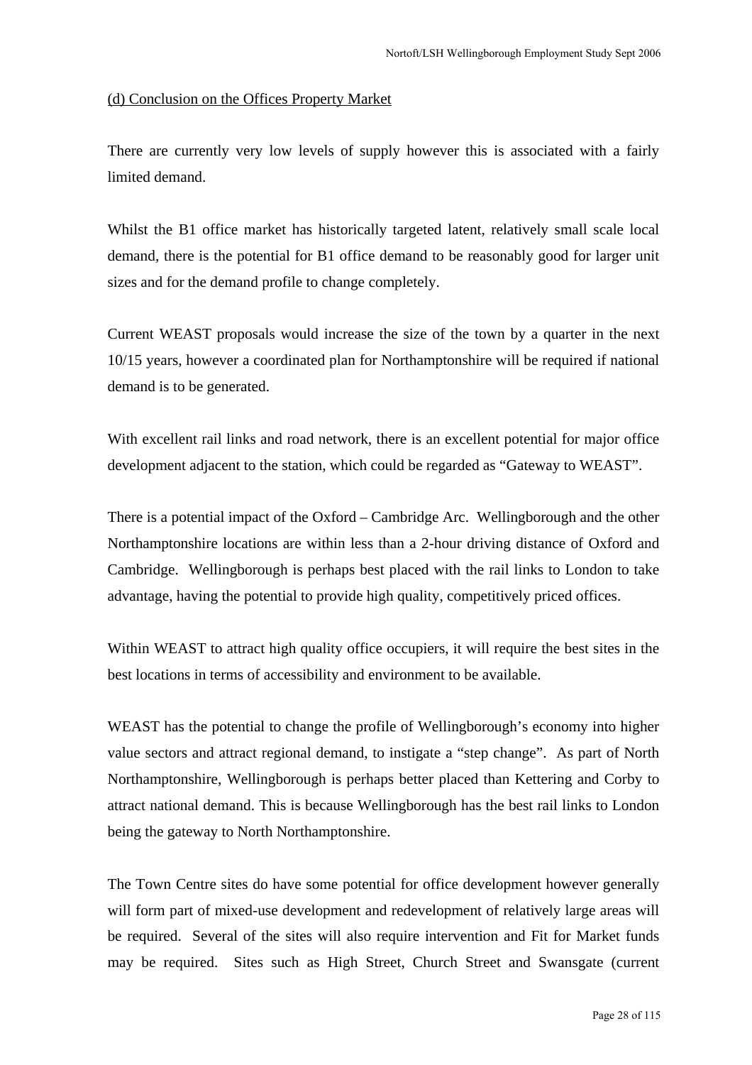(d) Conclusion on the Offices Property Market

There are currently very low levels of supply however this is associated with a fairly limited demand.

Whilst the B1 office market has historically targeted latent, relatively small scale local demand, there is the potential for B1 office demand to be reasonably good for larger unit sizes and for the demand profile to change completely.

Current WEAST proposals would increase the size of the town by a quarter in the next 10/15 years, however a coordinated plan for Northamptonshire will be required if national demand is to be generated.

With excellent rail links and road network, there is an excellent potential for major office development adjacent to the station, which could be regarded as "Gateway to WEAST".

There is a potential impact of the Oxford – Cambridge Arc. Wellingborough and the other Northamptonshire locations are within less than a 2-hour driving distance of Oxford and Cambridge. Wellingborough is perhaps best placed with the rail links to London to take advantage, having the potential to provide high quality, competitively priced offices.

Within WEAST to attract high quality office occupiers, it will require the best sites in the best locations in terms of accessibility and environment to be available.

WEAST has the potential to change the profile of Wellingborough's economy into higher value sectors and attract regional demand, to instigate a "step change". As part of North Northamptonshire, Wellingborough is perhaps better placed than Kettering and Corby to attract national demand. This is because Wellingborough has the best rail links to London being the gateway to North Northamptonshire.

The Town Centre sites do have some potential for office development however generally will form part of mixed-use development and redevelopment of relatively large areas will be required. Several of the sites will also require intervention and Fit for Market funds may be required. Sites such as High Street, Church Street and Swansgate (current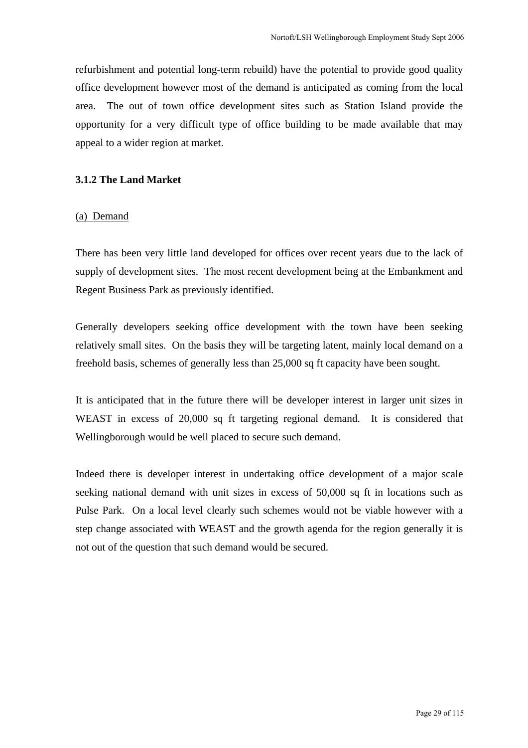refurbishment and potential long-term rebuild) have the potential to provide good quality office development however most of the demand is anticipated as coming from the local area. The out of town office development sites such as Station Island provide the opportunity for a very difficult type of office building to be made available that may appeal to a wider region at market.

### 3.1.2 The Land Market

<u>(a) Demand</u>

There has been very little land developed for offices over recent years due to the lack of supply of development sites. The most recent development being at the Embankment and Regent Business Park as previously identified.

Generally developers seeking office development with the town have been seeking relatively small sites. On the basis they will be targeting latent, mainly local demand on a freehold basis, schemes of generally less than 25,000 sq ft capacity have been sought.

It is anticipated that in the future there will be developer interest in larger unit sizes in WEAST in excess of 20,000 sq ft targeting regional demand. It is considered that Wellingborough would be well placed to secure such demand.

Indeed there is developer interest in undertaking office development of a major scale seeking national demand with unit sizes in excess of 50,000 sq ft in locations such as Pulse Park. On a local level clearly such schemes would not be viable however with a step change associated with WEAST and the growth agenda for the region generally it is not out of the question that such demand would be secured.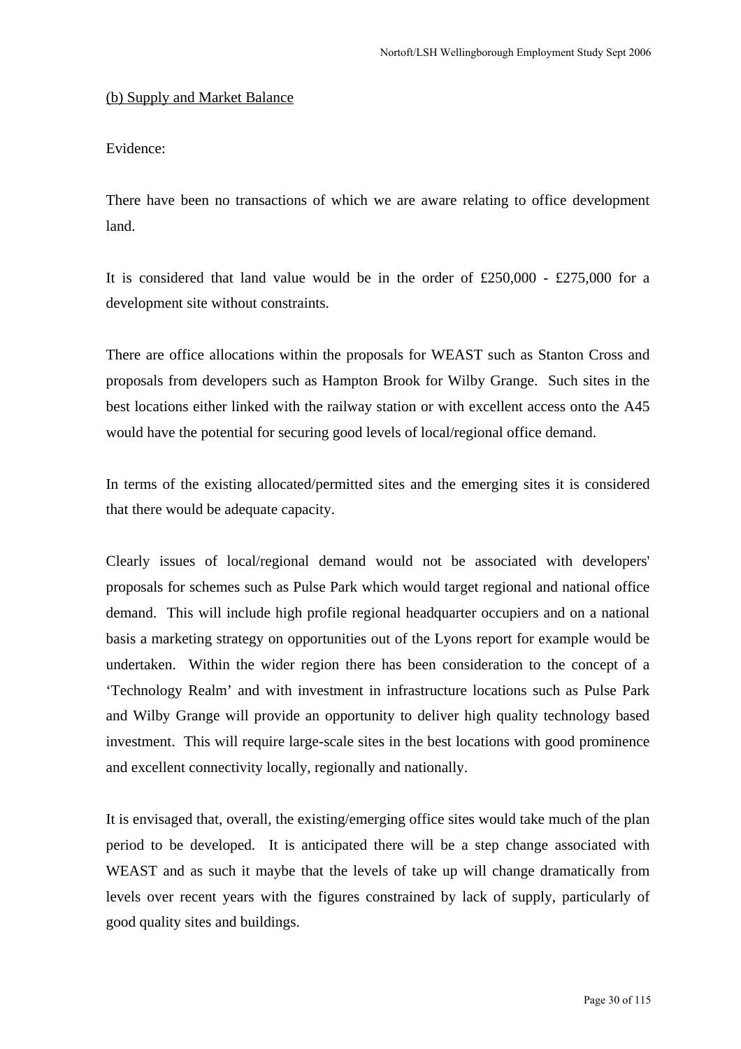(b) Supply and Market Balance

Evidence:

There have been no transactions of which we are aware relating to office development land.

It is considered that land value would be in the order of £250,000 - £275,000 for a development site without constraints.

There are office allocations within the proposals for WEAST such as Stanton Cross and proposals from developers such as Hampton Brook for Wilby Grange. Such sites in the best locations either linked with the railway station or with excellent access onto the A45 would have the potential for securing good levels of local/regional office demand.

In terms of the existing allocated/permitted sites and the emerging sites it is considered that there would be adequate capacity.

Clearly issues of local/regional demand would not be associated with developers' proposals for schemes such as Pulse Park which would target regional and national office demand. This will include high profile regional headquarter occupiers and on a national basis a marketing strategy on opportunities out of the Lyons report for example would be undertaken. Within the wider region there has been consideration to the concept of a 'Technology Realm' and with investment in infrastructure locations such as Pulse Park and Wilby Grange will provide an opportunity to deliver high quality technology based investment. This will require large-scale sites in the best locations with good prominence and excellent connectivity locally, regionally and nationally.

It is envisaged that, overall, the existing/emerging office sites would take much of the plan period to be developed. It is anticipated there will be a step change associated with WEAST and as such it maybe that the levels of take up will change dramatically from levels over recent years with the figures constrained by lack of supply, particularly of good quality sites and buildings.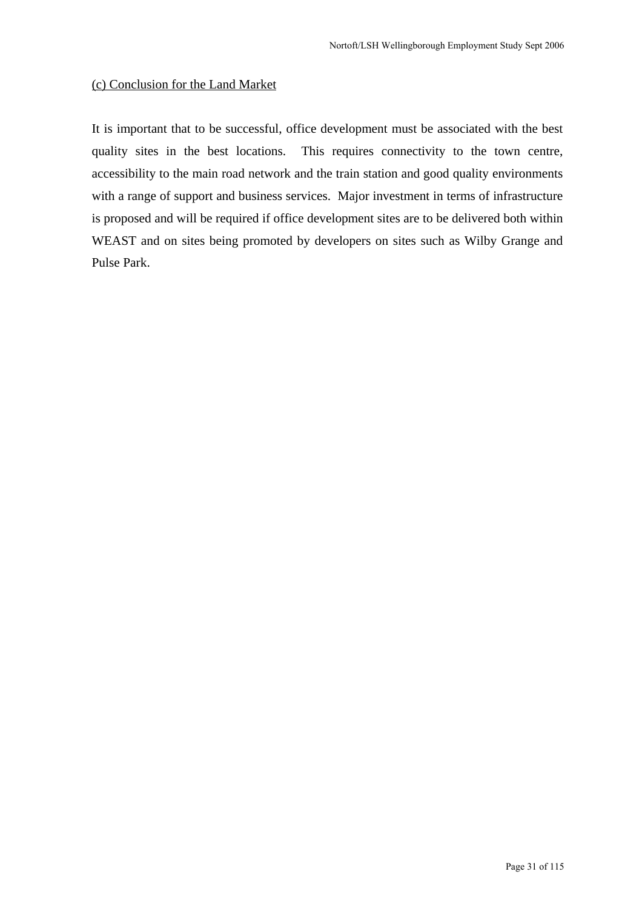(c) Conclusion for the Land Market

It is important that to be successful, office development must be associated with the best quality sites in the best locations. This requires connectivity to the town centre, accessibility to the main road network and the train station and good quality environments with a range of support and business services. Major investment in terms of infrastructure is proposed and will be required if office development sites are to be delivered both within WEAST and on sites being promoted by developers on sites such as Wilby Grange and Pulse Park.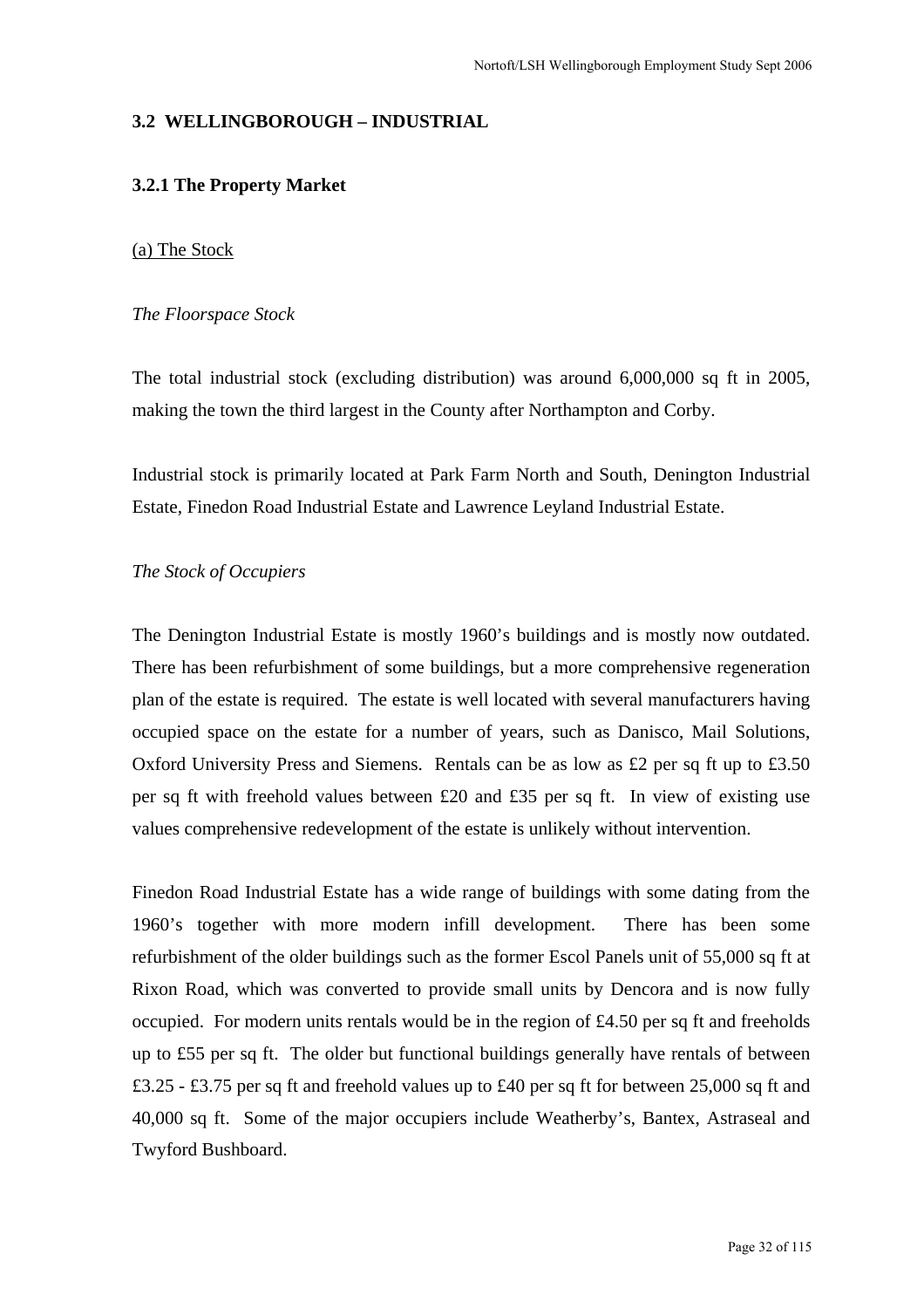## 3.2 WELLINGBOROUGH – INDUSTRIAL

### 3.2.1 The Property Market

(a) The Stock

*The Floorspace Stock*

The total industrial stock (excluding distribution) was around 6,000,000 sq ft in 2005, making the town the third largest in the County after Northampton and Corby.

Industrial stock is primarily located at Park Farm North and South, Denington Industrial Estate, Finedon Road Industrial Estate and Lawrence Leyland Industrial Estate.

*The Stock of Occupiers*

The Denington Industrial Estate is mostly 1960's buildings and is mostly now outdated. There has been refurbishment of some buildings, but a more comprehensive regeneration plan of the estate is required. The estate is well located with several manufacturers having occupied space on the estate for a number of years, such as Danisco, Mail Solutions, Oxford University Press and Siemens. Rentals can be as low as £2 per sq ft up to £3.50 per sq ft with freehold values between £20 and £35 per sq ft. In view of existing use values comprehensive redevelopment of the estate is unlikely without intervention.

Finedon Road Industrial Estate has a wide range of buildings with some dating from the 1960's together with more modern infill development. There has been some refurbishment of the older buildings such as the former Escol Panels unit of 55,000 sq ft at Rixon Road, which was converted to provide small units by Dencora and is now fully occupied. For modern units rentals would be in the region of £4.50 per sq ft and freeholds up to £55 per sq ft. The older but functional buildings generally have rentals of between £3.25 - £3.75 per sq ft and freehold values up to £40 per sq ft for between 25,000 sq ft and 40,000 sq ft. Some of the major occupiers include Weatherby's, Bantex, Astraseal and Twyford Bushboard.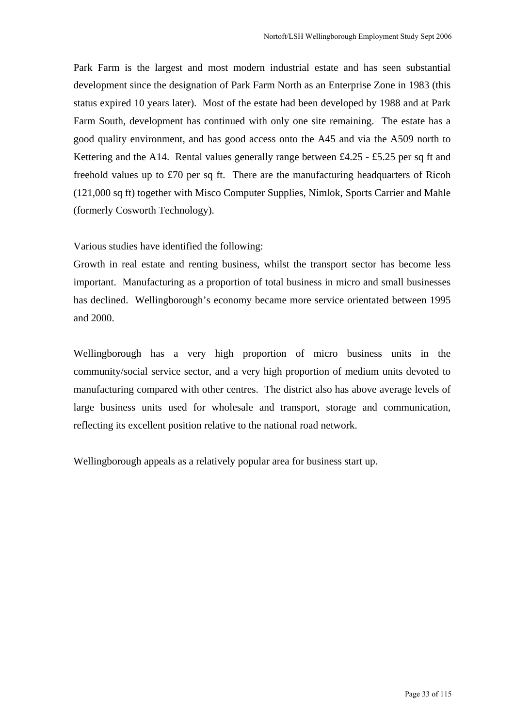Park Farm is the largest and most modern industrial estate and has seen substantial development since the designation of Park Farm North as an Enterprise Zone in 1983 (this status expired 10 years later). Most of the estate had been developed by 1988 and at Park Farm South, development has continued with only one site remaining. The estate has a good quality environment, and has good access onto the A45 and via the A509 north to Kettering and the A14. Rental values generally range between £4.25 - £5.25 per sq ft and freehold values up to £70 per sq ft. There are the manufacturing headquarters of Ricoh (121,000 sq ft) together with Misco Computer Supplies, Nimlok, Sports Carrier and Mahle (formerly Cosworth Technology).

Various studies have identified the following:
Growth in real estate and renting business, whilst the transport sector has become less important. Manufacturing as a proportion of total business in micro and small businesses has declined. Wellingborough's economy became more service orientated between 1995 and 2000.

Wellingborough has a very high proportion of micro business units in the community/social service sector, and a very high proportion of medium units devoted to manufacturing compared with other centres. The district also has above average levels of large business units used for wholesale and transport, storage and communication, reflecting its excellent position relative to the national road network.

Wellingborough appeals as a relatively popular area for business start up.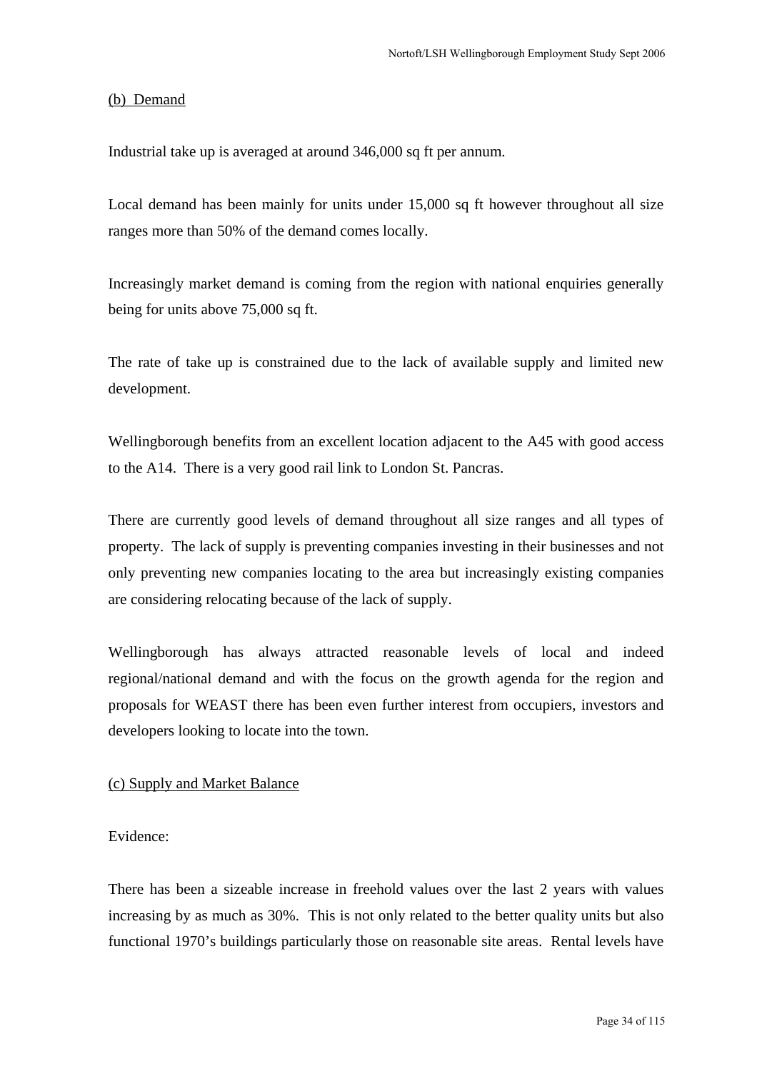(b) Demand

Industrial take up is averaged at around 346,000 sq ft per annum.

Local demand has been mainly for units under 15,000 sq ft however throughout all size ranges more than 50% of the demand comes locally.

Increasingly market demand is coming from the region with national enquiries generally being for units above 75,000 sq ft.

The rate of take up is constrained due to the lack of available supply and limited new development.

Wellingborough benefits from an excellent location adjacent to the A45 with good access to the A14. There is a very good rail link to London St. Pancras.

There are currently good levels of demand throughout all size ranges and all types of property. The lack of supply is preventing companies investing in their businesses and not only preventing new companies locating to the area but increasingly existing companies are considering relocating because of the lack of supply.

Wellingborough has always attracted reasonable levels of local and indeed regional/national demand and with the focus on the growth agenda for the region and proposals for WEAST there has been even further interest from occupiers, investors and developers looking to locate into the town.

(c) Supply and Market Balance

Evidence:

There has been a sizeable increase in freehold values over the last 2 years with values increasing by as much as 30%. This is not only related to the better quality units but also functional 1970's buildings particularly those on reasonable site areas. Rental levels have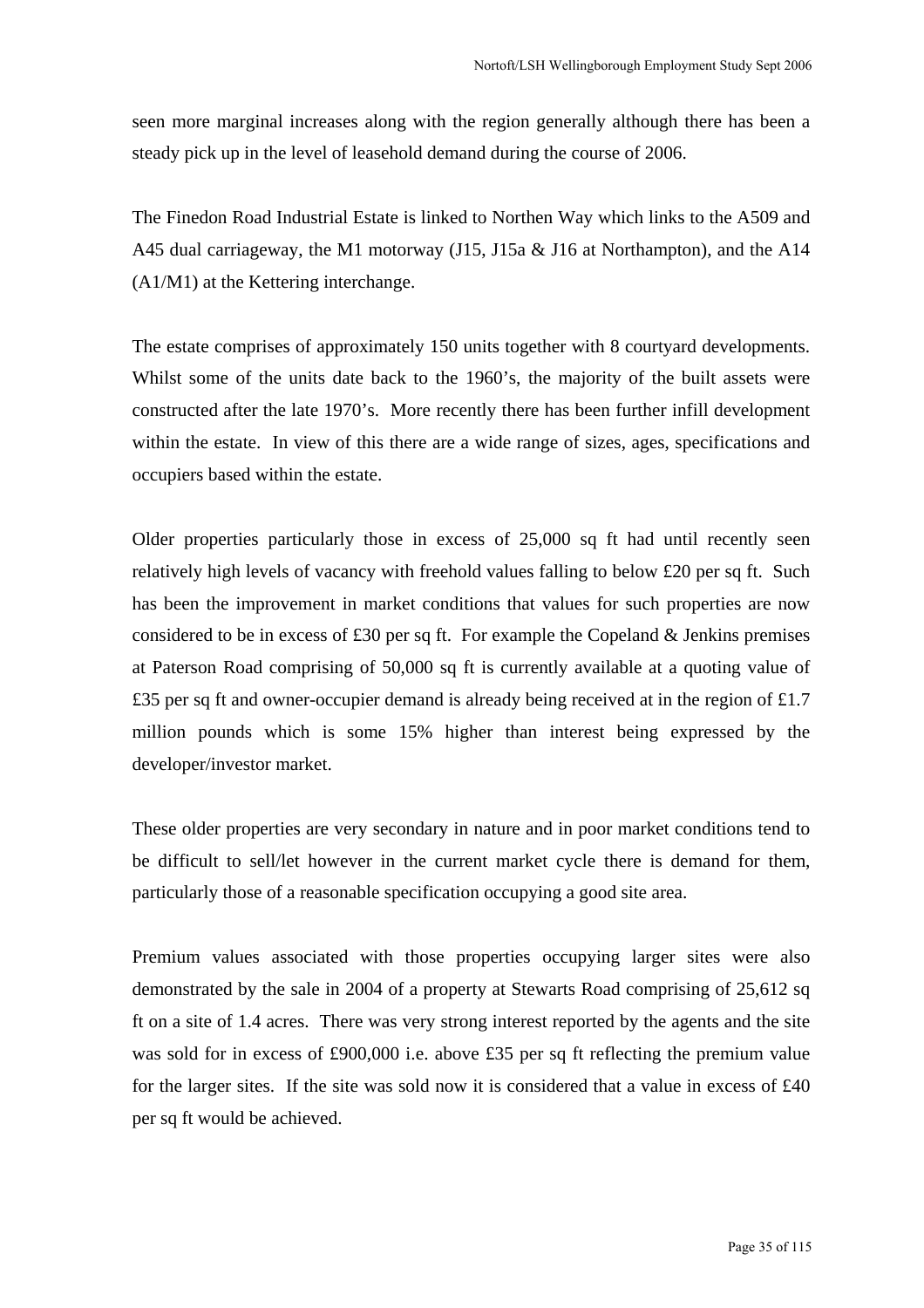seen more marginal increases along with the region generally although there has been a steady pick up in the level of leasehold demand during the course of 2006.

The Finedon Road Industrial Estate is linked to Northen Way which links to the A509 and A45 dual carriageway, the M1 motorway (J15, J15a & J16 at Northampton), and the A14 (A1/M1) at the Kettering interchange.

The estate comprises of approximately 150 units together with 8 courtyard developments. Whilst some of the units date back to the 1960's, the majority of the built assets were constructed after the late 1970's. More recently there has been further infill development within the estate. In view of this there are a wide range of sizes, ages, specifications and occupiers based within the estate.

Older properties particularly those in excess of 25,000 sq ft had until recently seen relatively high levels of vacancy with freehold values falling to below £20 per sq ft. Such has been the improvement in market conditions that values for such properties are now considered to be in excess of £30 per sq ft. For example the Copeland & Jenkins premises at Paterson Road comprising of 50,000 sq ft is currently available at a quoting value of £35 per sq ft and owner-occupier demand is already being received at in the region of £1.7 million pounds which is some 15% higher than interest being expressed by the developer/investor market.

These older properties are very secondary in nature and in poor market conditions tend to be difficult to sell/let however in the current market cycle there is demand for them, particularly those of a reasonable specification occupying a good site area.

Premium values associated with those properties occupying larger sites were also demonstrated by the sale in 2004 of a property at Stewarts Road comprising of 25,612 sq ft on a site of 1.4 acres. There was very strong interest reported by the agents and the site was sold for in excess of £900,000 i.e. above £35 per sq ft reflecting the premium value for the larger sites. If the site was sold now it is considered that a value in excess of £40 per sq ft would be achieved.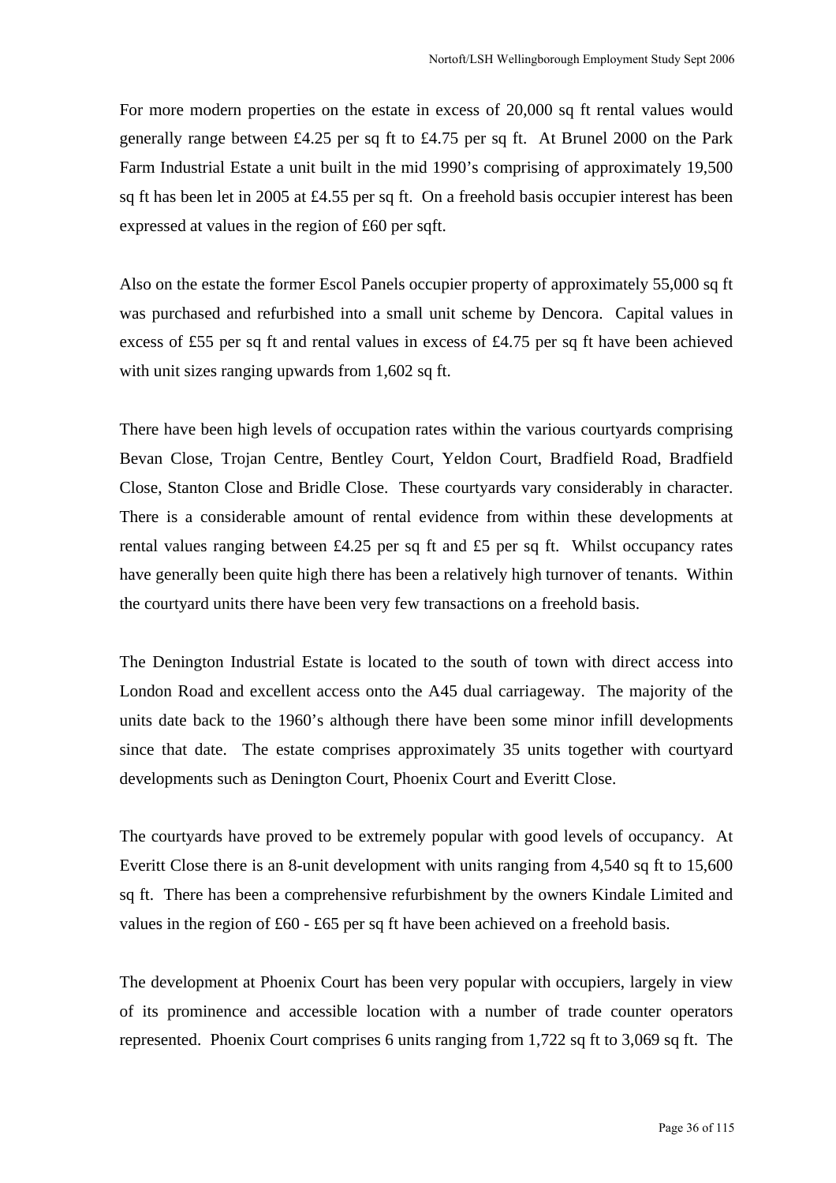For more modern properties on the estate in excess of 20,000 sq ft rental values would generally range between £4.25 per sq ft to £4.75 per sq ft. At Brunel 2000 on the Park Farm Industrial Estate a unit built in the mid 1990's comprising of approximately 19,500 sq ft has been let in 2005 at £4.55 per sq ft. On a freehold basis occupier interest has been expressed at values in the region of £60 per sqft.

Also on the estate the former Escol Panels occupier property of approximately 55,000 sq ft was purchased and refurbished into a small unit scheme by Dencora. Capital values in excess of £55 per sq ft and rental values in excess of £4.75 per sq ft have been achieved with unit sizes ranging upwards from 1,602 sq ft.

There have been high levels of occupation rates within the various courtyards comprising Bevan Close, Trojan Centre, Bentley Court, Yeldon Court, Bradfield Road, Bradfield Close, Stanton Close and Bridle Close. These courtyards vary considerably in character. There is a considerable amount of rental evidence from within these developments at rental values ranging between £4.25 per sq ft and £5 per sq ft. Whilst occupancy rates have generally been quite high there has been a relatively high turnover of tenants. Within the courtyard units there have been very few transactions on a freehold basis.

The Denington Industrial Estate is located to the south of town with direct access into London Road and excellent access onto the A45 dual carriageway. The majority of the units date back to the 1960's although there have been some minor infill developments since that date. The estate comprises approximately 35 units together with courtyard developments such as Denington Court, Phoenix Court and Everitt Close.

The courtyards have proved to be extremely popular with good levels of occupancy. At Everitt Close there is an 8-unit development with units ranging from 4,540 sq ft to 15,600 sq ft. There has been a comprehensive refurbishment by the owners Kindale Limited and values in the region of £60 - £65 per sq ft have been achieved on a freehold basis.

The development at Phoenix Court has been very popular with occupiers, largely in view of its prominence and accessible location with a number of trade counter operators represented. Phoenix Court comprises 6 units ranging from 1,722 sq ft to 3,069 sq ft. The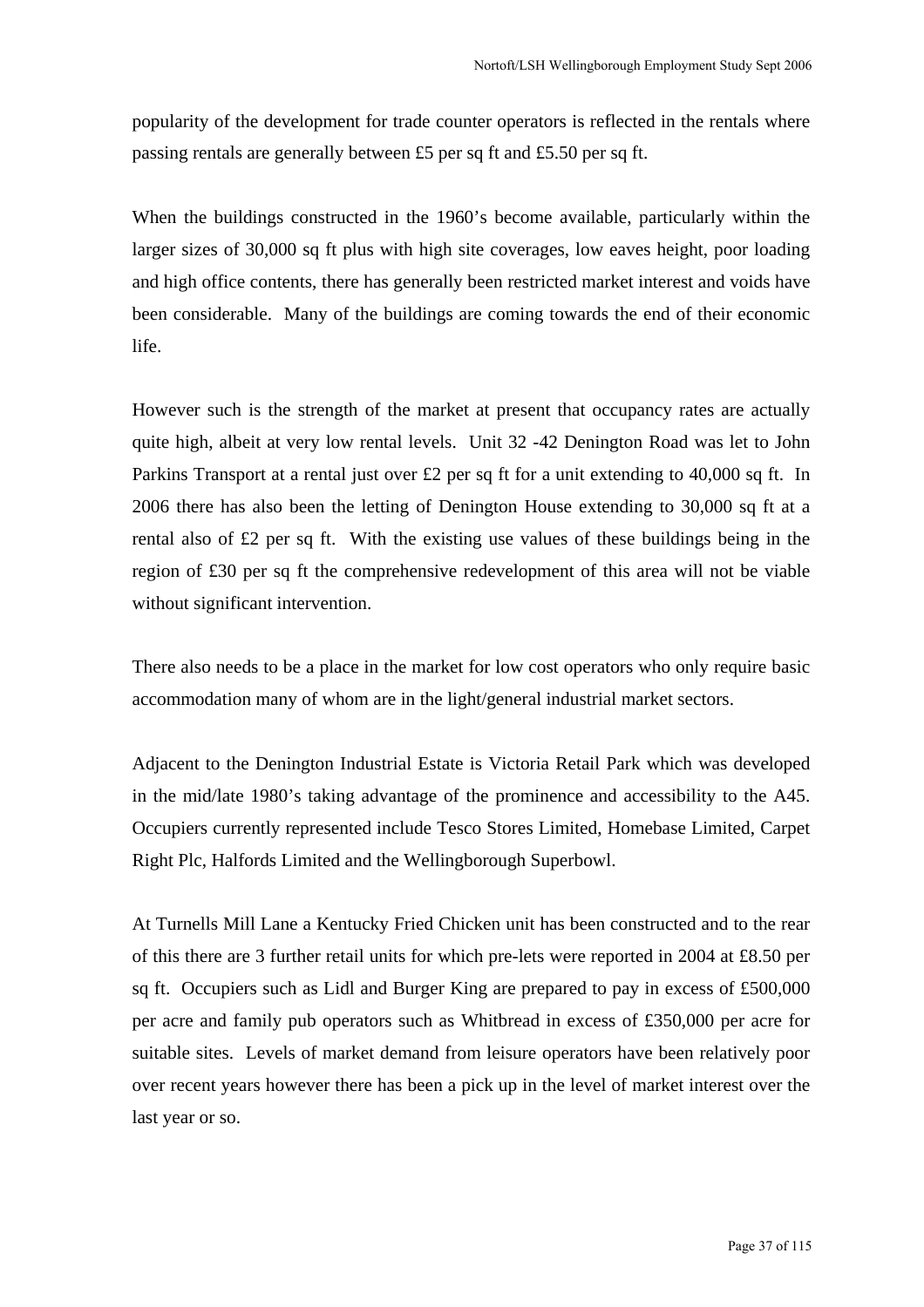popularity of the development for trade counter operators is reflected in the rentals where passing rentals are generally between £5 per sq ft and £5.50 per sq ft.

When the buildings constructed in the 1960's become available, particularly within the larger sizes of 30,000 sq ft plus with high site coverages, low eaves height, poor loading and high office contents, there has generally been restricted market interest and voids have been considerable. Many of the buildings are coming towards the end of their economic life.

However such is the strength of the market at present that occupancy rates are actually quite high, albeit at very low rental levels. Unit 32 -42 Denington Road was let to John Parkins Transport at a rental just over £2 per sq ft for a unit extending to 40,000 sq ft. In 2006 there has also been the letting of Denington House extending to 30,000 sq ft at a rental also of £2 per sq ft. With the existing use values of these buildings being in the region of £30 per sq ft the comprehensive redevelopment of this area will not be viable without significant intervention.

There also needs to be a place in the market for low cost operators who only require basic accommodation many of whom are in the light/general industrial market sectors.

Adjacent to the Denington Industrial Estate is Victoria Retail Park which was developed in the mid/late 1980's taking advantage of the prominence and accessibility to the A45. Occupiers currently represented include Tesco Stores Limited, Homebase Limited, Carpet Right Plc, Halfords Limited and the Wellingborough Superbowl.

At Turnells Mill Lane a Kentucky Fried Chicken unit has been constructed and to the rear of this there are 3 further retail units for which pre-lets were reported in 2004 at £8.50 per sq ft. Occupiers such as Lidl and Burger King are prepared to pay in excess of £500,000 per acre and family pub operators such as Whitbread in excess of £350,000 per acre for suitable sites. Levels of market demand from leisure operators have been relatively poor over recent years however there has been a pick up in the level of market interest over the last year or so.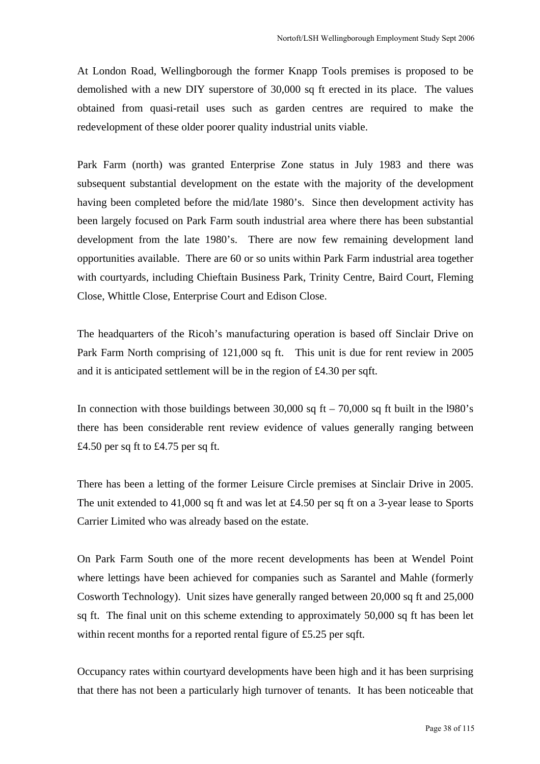At London Road, Wellingborough the former Knapp Tools premises is proposed to be demolished with a new DIY superstore of 30,000 sq ft erected in its place. The values obtained from quasi-retail uses such as garden centres are required to make the redevelopment of these older poorer quality industrial units viable.

Park Farm (north) was granted Enterprise Zone status in July 1983 and there was subsequent substantial development on the estate with the majority of the development having been completed before the mid/late 1980's. Since then development activity has been largely focused on Park Farm south industrial area where there has been substantial development from the late 1980's. There are now few remaining development land opportunities available. There are 60 or so units within Park Farm industrial area together with courtyards, including Chieftain Business Park, Trinity Centre, Baird Court, Fleming Close, Whittle Close, Enterprise Court and Edison Close.

The headquarters of the Ricoh's manufacturing operation is based off Sinclair Drive on Park Farm North comprising of 121,000 sq ft. This unit is due for rent review in 2005 and it is anticipated settlement will be in the region of £4.30 per sqft.

In connection with those buildings between 30,000 sq ft – 70,000 sq ft built in the l980's there has been considerable rent review evidence of values generally ranging between £4.50 per sq ft to £4.75 per sq ft.

There has been a letting of the former Leisure Circle premises at Sinclair Drive in 2005. The unit extended to 41,000 sq ft and was let at £4.50 per sq ft on a 3-year lease to Sports Carrier Limited who was already based on the estate.

On Park Farm South one of the more recent developments has been at Wendel Point where lettings have been achieved for companies such as Sarantel and Mahle (formerly Cosworth Technology). Unit sizes have generally ranged between 20,000 sq ft and 25,000 sq ft. The final unit on this scheme extending to approximately 50,000 sq ft has been let within recent months for a reported rental figure of £5.25 per sqft.

Occupancy rates within courtyard developments have been high and it has been surprising that there has not been a particularly high turnover of tenants. It has been noticeable that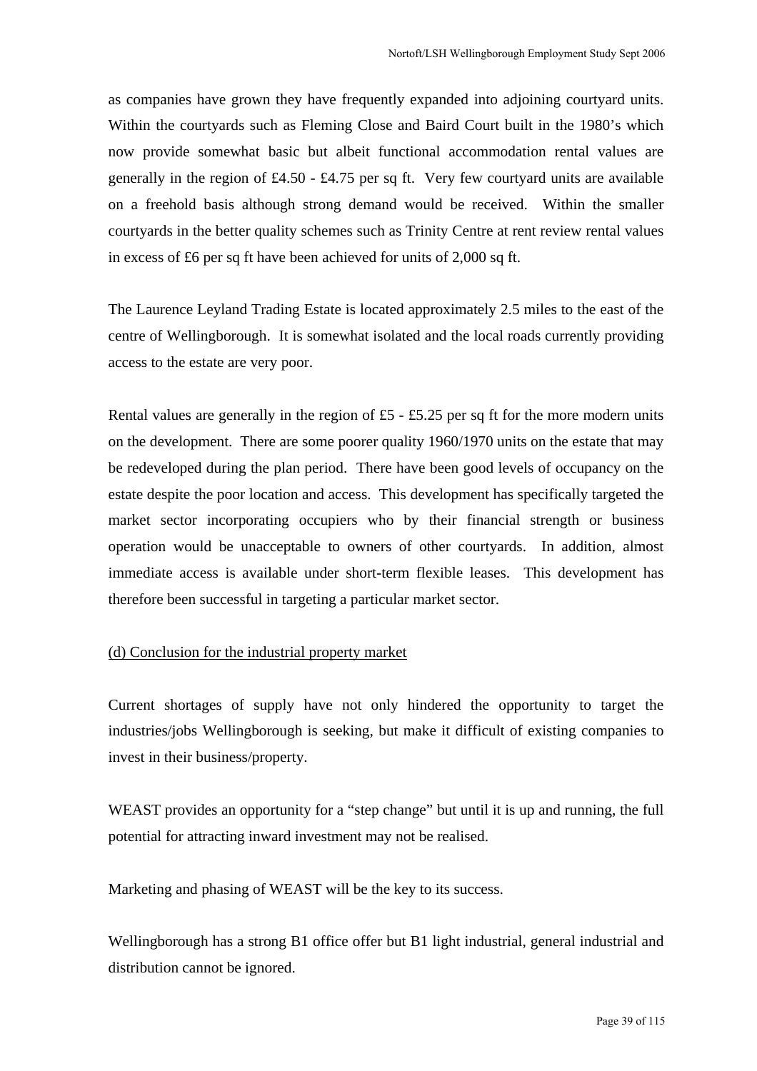as companies have grown they have frequently expanded into adjoining courtyard units. Within the courtyards such as Fleming Close and Baird Court built in the 1980's which now provide somewhat basic but albeit functional accommodation rental values are generally in the region of £4.50 - £4.75 per sq ft. Very few courtyard units are available on a freehold basis although strong demand would be received. Within the smaller courtyards in the better quality schemes such as Trinity Centre at rent review rental values in excess of £6 per sq ft have been achieved for units of 2,000 sq ft.

The Laurence Leyland Trading Estate is located approximately 2.5 miles to the east of the centre of Wellingborough. It is somewhat isolated and the local roads currently providing access to the estate are very poor.

Rental values are generally in the region of £5 - £5.25 per sq ft for the more modern units on the development. There are some poorer quality 1960/1970 units on the estate that may be redeveloped during the plan period. There have been good levels of occupancy on the estate despite the poor location and access. This development has specifically targeted the market sector incorporating occupiers who by their financial strength or business operation would be unacceptable to owners of other courtyards. In addition, almost immediate access is available under short-term flexible leases. This development has therefore been successful in targeting a particular market sector.

<u>(d) Conclusion for the industrial property market</u>

Current shortages of supply have not only hindered the opportunity to target the industries/jobs Wellingborough is seeking, but make it difficult of existing companies to invest in their business/property.

WEAST provides an opportunity for a "step change" but until it is up and running, the full potential for attracting inward investment may not be realised.

Marketing and phasing of WEAST will be the key to its success.

Wellingborough has a strong B1 office offer but B1 light industrial, general industrial and distribution cannot be ignored.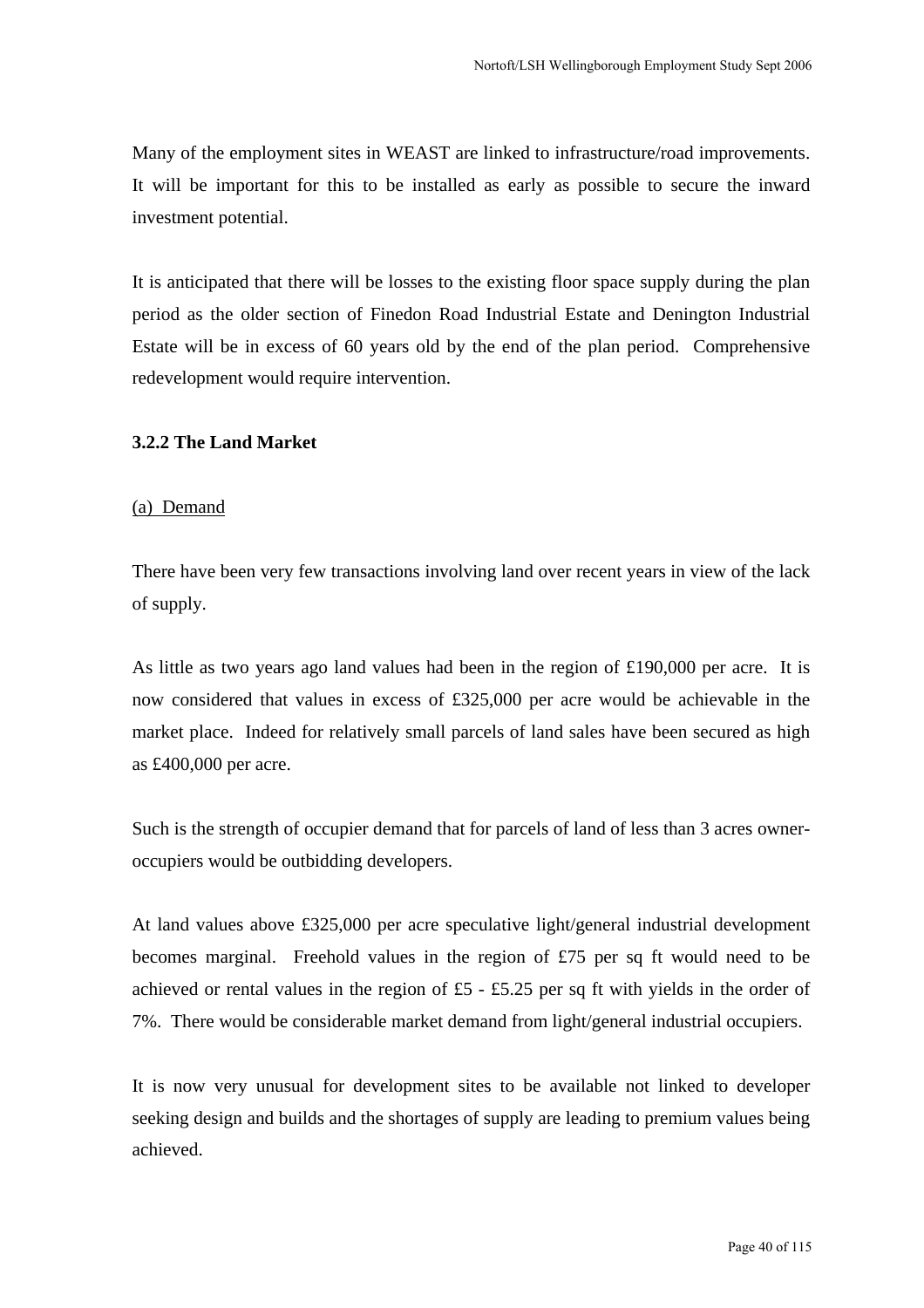Many of the employment sites in WEAST are linked to infrastructure/road improvements. It will be important for this to be installed as early as possible to secure the inward investment potential.

It is anticipated that there will be losses to the existing floor space supply during the plan period as the older section of Finedon Road Industrial Estate and Denington Industrial Estate will be in excess of 60 years old by the end of the plan period. Comprehensive redevelopment would require intervention.

### 3.2.2 The Land Market

<u>(a) Demand</u>

There have been very few transactions involving land over recent years in view of the lack of supply.

As little as two years ago land values had been in the region of £190,000 per acre. It is now considered that values in excess of £325,000 per acre would be achievable in the market place. Indeed for relatively small parcels of land sales have been secured as high as £400,000 per acre.

Such is the strength of occupier demand that for parcels of land of less than 3 acres owner-occupiers would be outbidding developers.

At land values above £325,000 per acre speculative light/general industrial development becomes marginal. Freehold values in the region of £75 per sq ft would need to be achieved or rental values in the region of £5 - £5.25 per sq ft with yields in the order of 7%. There would be considerable market demand from light/general industrial occupiers.

It is now very unusual for development sites to be available not linked to developer seeking design and builds and the shortages of supply are leading to premium values being achieved.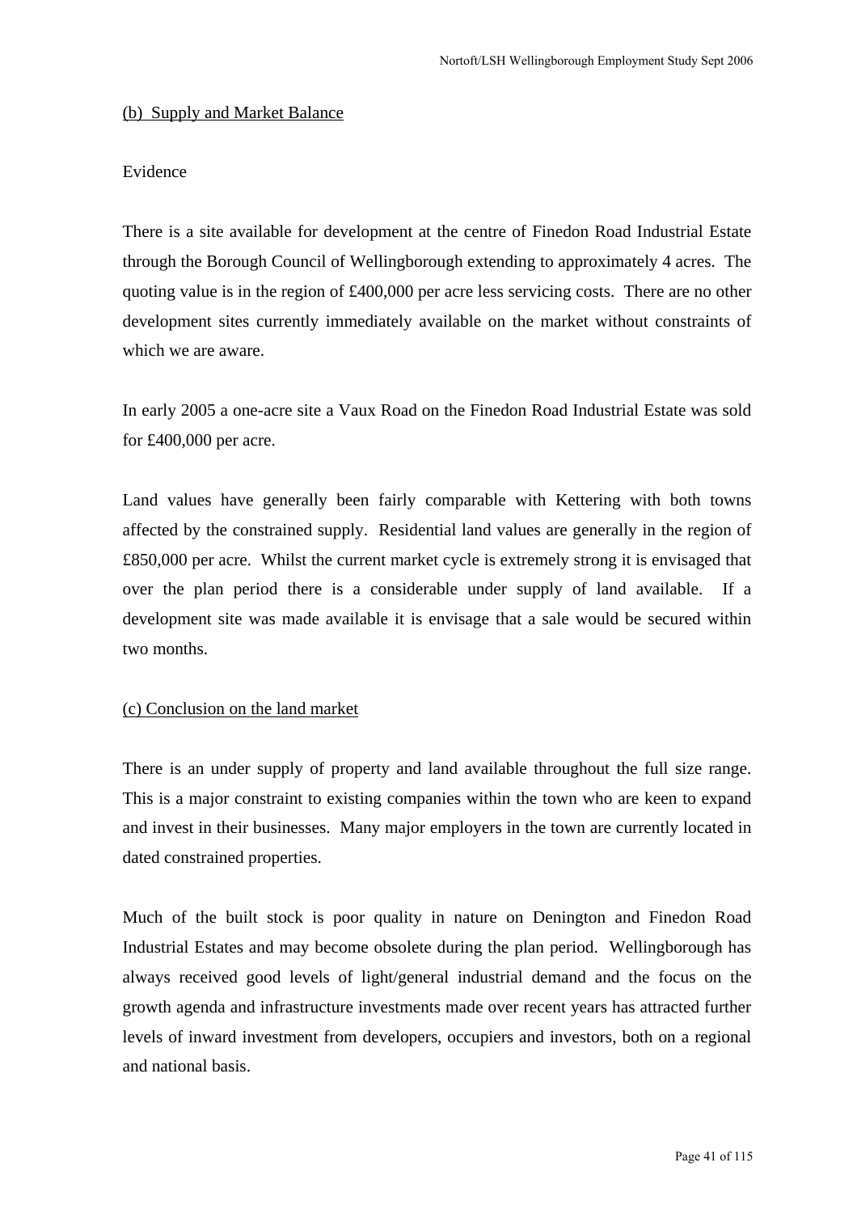(b) Supply and Market Balance

Evidence

There is a site available for development at the centre of Finedon Road Industrial Estate through the Borough Council of Wellingborough extending to approximately 4 acres. The quoting value is in the region of £400,000 per acre less servicing costs. There are no other development sites currently immediately available on the market without constraints of which we are aware.

In early 2005 a one-acre site a Vaux Road on the Finedon Road Industrial Estate was sold for £400,000 per acre.

Land values have generally been fairly comparable with Kettering with both towns affected by the constrained supply. Residential land values are generally in the region of £850,000 per acre. Whilst the current market cycle is extremely strong it is envisaged that over the plan period there is a considerable under supply of land available. If a development site was made available it is envisage that a sale would be secured within two months.

(c) Conclusion on the land market

There is an under supply of property and land available throughout the full size range. This is a major constraint to existing companies within the town who are keen to expand and invest in their businesses. Many major employers in the town are currently located in dated constrained properties.

Much of the built stock is poor quality in nature on Denington and Finedon Road Industrial Estates and may become obsolete during the plan period. Wellingborough has always received good levels of light/general industrial demand and the focus on the growth agenda and infrastructure investments made over recent years has attracted further levels of inward investment from developers, occupiers and investors, both on a regional and national basis.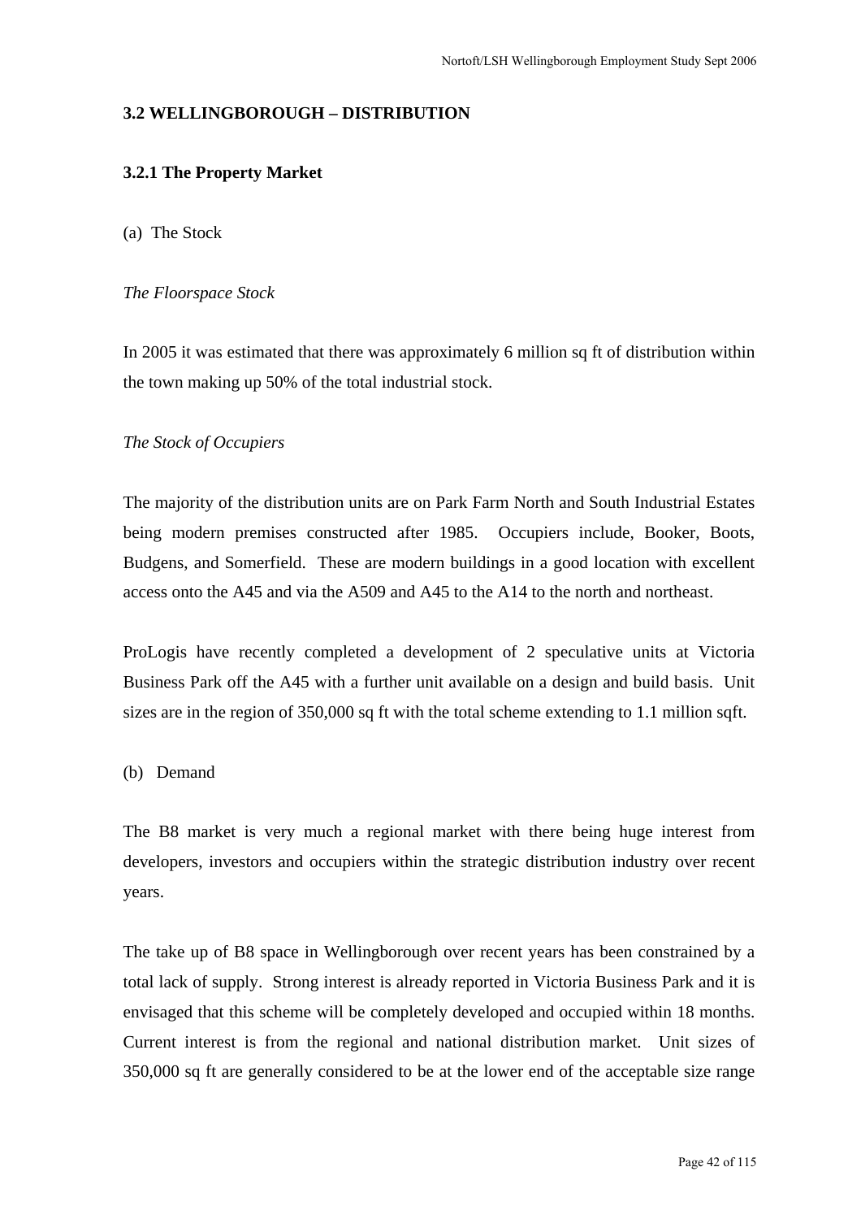### 3.2 WELLINGBOROUGH – DISTRIBUTION

#### 3.2.1 The Property Market

(a) The Stock

*The Floorspace Stock*

In 2005 it was estimated that there was approximately 6 million sq ft of distribution within the town making up 50% of the total industrial stock.

*The Stock of Occupiers*

The majority of the distribution units are on Park Farm North and South Industrial Estates being modern premises constructed after 1985. Occupiers include, Booker, Boots, Budgens, and Somerfield. These are modern buildings in a good location with excellent access onto the A45 and via the A509 and A45 to the A14 to the north and northeast.

ProLogis have recently completed a development of 2 speculative units at Victoria Business Park off the A45 with a further unit available on a design and build basis. Unit sizes are in the region of 350,000 sq ft with the total scheme extending to 1.1 million sqft.

(b) Demand

The B8 market is very much a regional market with there being huge interest from developers, investors and occupiers within the strategic distribution industry over recent years.

The take up of B8 space in Wellingborough over recent years has been constrained by a total lack of supply. Strong interest is already reported in Victoria Business Park and it is envisaged that this scheme will be completely developed and occupied within 18 months. Current interest is from the regional and national distribution market. Unit sizes of 350,000 sq ft are generally considered to be at the lower end of the acceptable size range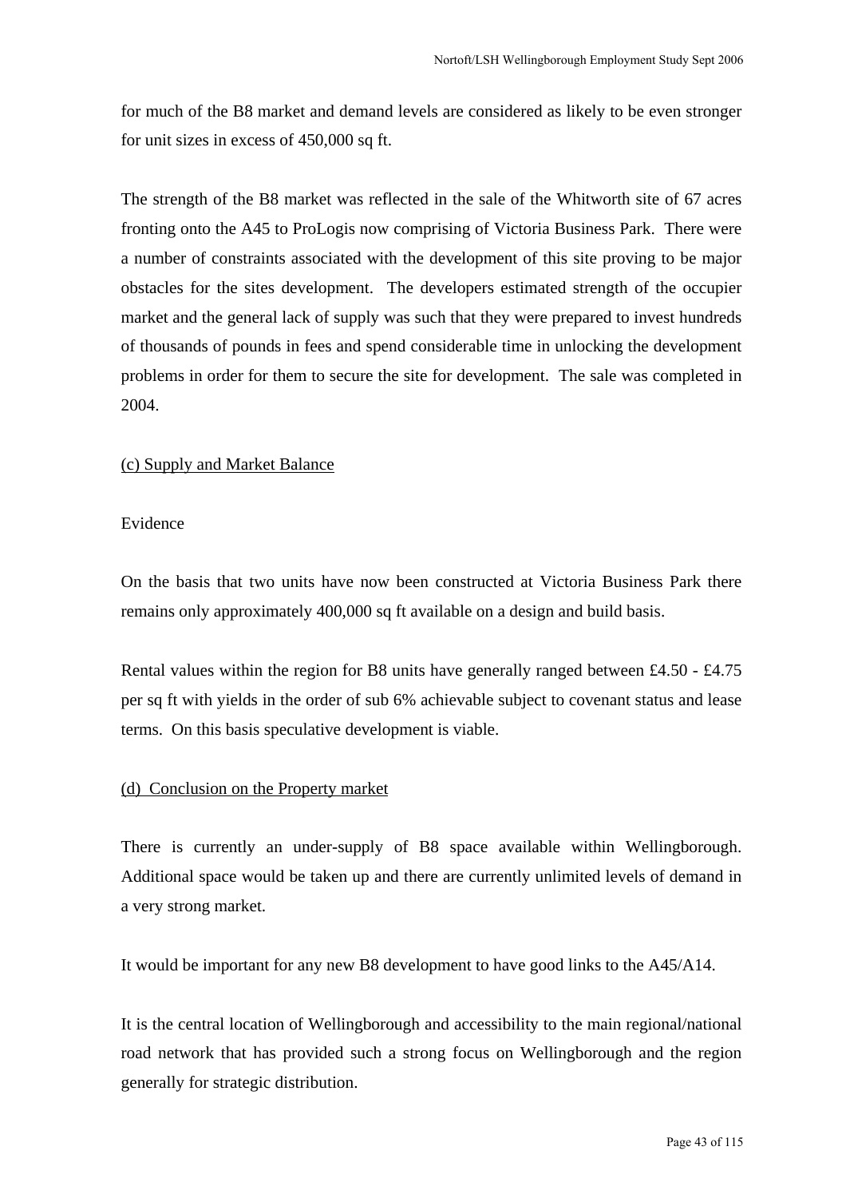for much of the B8 market and demand levels are considered as likely to be even stronger for unit sizes in excess of 450,000 sq ft.

The strength of the B8 market was reflected in the sale of the Whitworth site of 67 acres fronting onto the A45 to ProLogis now comprising of Victoria Business Park. There were a number of constraints associated with the development of this site proving to be major obstacles for the sites development. The developers estimated strength of the occupier market and the general lack of supply was such that they were prepared to invest hundreds of thousands of pounds in fees and spend considerable time in unlocking the development problems in order for them to secure the site for development. The sale was completed in 2004.

(c) Supply and Market Balance

Evidence

On the basis that two units have now been constructed at Victoria Business Park there remains only approximately 400,000 sq ft available on a design and build basis.

Rental values within the region for B8 units have generally ranged between £4.50 - £4.75 per sq ft with yields in the order of sub 6% achievable subject to covenant status and lease terms. On this basis speculative development is viable.

(d) Conclusion on the Property market

There is currently an under-supply of B8 space available within Wellingborough. Additional space would be taken up and there are currently unlimited levels of demand in a very strong market.

It would be important for any new B8 development to have good links to the A45/A14.

It is the central location of Wellingborough and accessibility to the main regional/national road network that has provided such a strong focus on Wellingborough and the region generally for strategic distribution.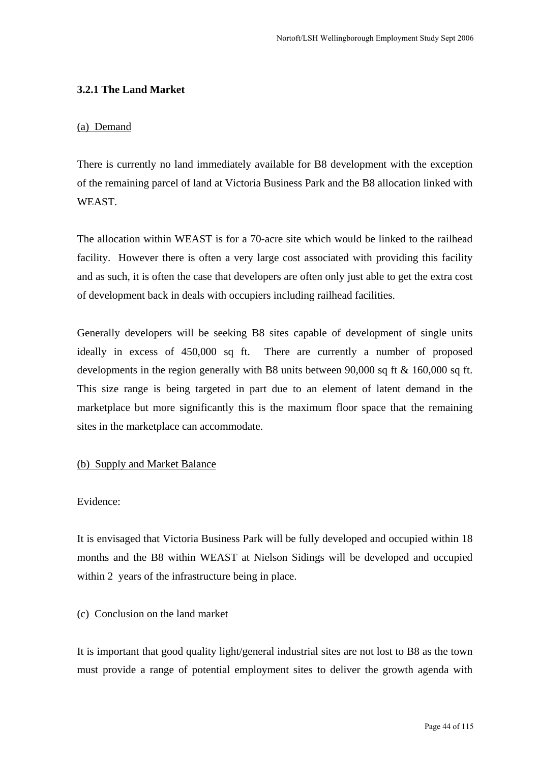### 3.2.1 The Land Market

(a) Demand

There is currently no land immediately available for B8 development with the exception of the remaining parcel of land at Victoria Business Park and the B8 allocation linked with WEAST.

The allocation within WEAST is for a 70-acre site which would be linked to the railhead facility. However there is often a very large cost associated with providing this facility and as such, it is often the case that developers are often only just able to get the extra cost of development back in deals with occupiers including railhead facilities.

Generally developers will be seeking B8 sites capable of development of single units ideally in excess of 450,000 sq ft. There are currently a number of proposed developments in the region generally with B8 units between 90,000 sq ft & 160,000 sq ft. This size range is being targeted in part due to an element of latent demand in the marketplace but more significantly this is the maximum floor space that the remaining sites in the marketplace can accommodate.

(b) Supply and Market Balance

Evidence:

It is envisaged that Victoria Business Park will be fully developed and occupied within 18 months and the B8 within WEAST at Nielson Sidings will be developed and occupied within 2 years of the infrastructure being in place.

(c) Conclusion on the land market

It is important that good quality light/general industrial sites are not lost to B8 as the town must provide a range of potential employment sites to deliver the growth agenda with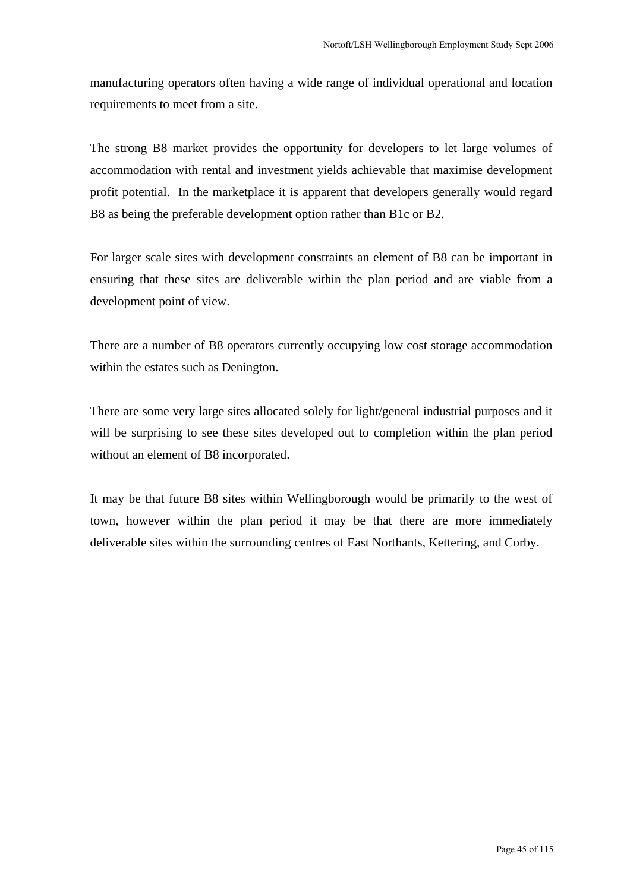manufacturing operators often having a wide range of individual operational and location requirements to meet from a site.

The strong B8 market provides the opportunity for developers to let large volumes of accommodation with rental and investment yields achievable that maximise development profit potential. In the marketplace it is apparent that developers generally would regard B8 as being the preferable development option rather than B1c or B2.

For larger scale sites with development constraints an element of B8 can be important in ensuring that these sites are deliverable within the plan period and are viable from a development point of view.

There are a number of B8 operators currently occupying low cost storage accommodation within the estates such as Denington.

There are some very large sites allocated solely for light/general industrial purposes and it will be surprising to see these sites developed out to completion within the plan period without an element of B8 incorporated.

It may be that future B8 sites within Wellingborough would be primarily to the west of town, however within the plan period it may be that there are more immediately deliverable sites within the surrounding centres of East Northants, Kettering, and Corby.